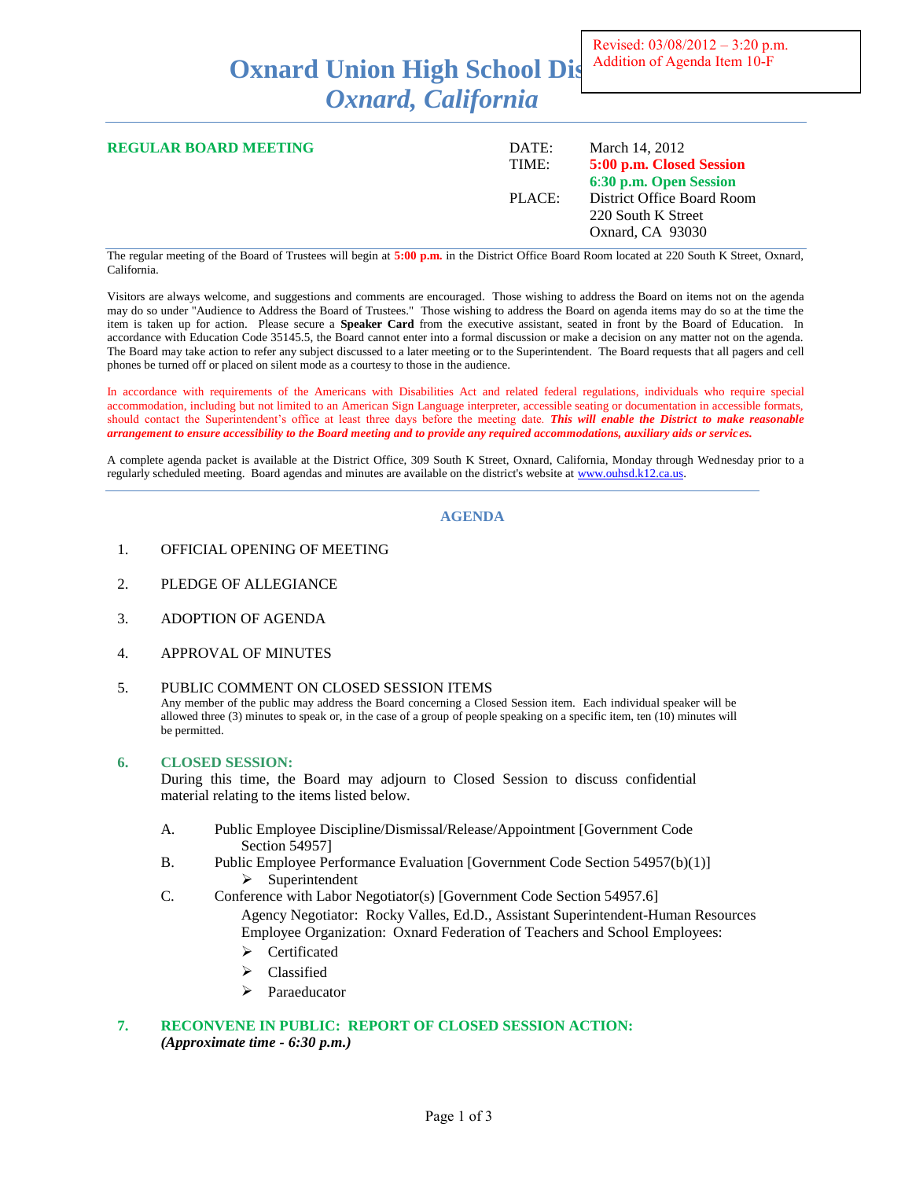Revised: 03/08/2012 – 3:20 p.m.
Addition of Agenda Item 10-F

# Oxnard Union High School District
## *Oxnard, California*

**REGULAR BOARD MEETING**

DATE: March 14, 2012
TIME: **5:00 p.m. Closed Session**
**6:30 p.m. Open Session**
PLACE: District Office Board Room
220 South K Street
Oxnard, CA 93030

The regular meeting of the Board of Trustees will begin at **5:00 p.m.** in the District Office Board Room located at 220 South K Street, Oxnard, California.

Visitors are always welcome, and suggestions and comments are encouraged. Those wishing to address the Board on items not on the agenda may do so under "Audience to Address the Board of Trustees." Those wishing to address the Board on agenda items may do so at the time the item is taken up for action. Please secure a **Speaker Card** from the executive assistant, seated in front by the Board of Education. In accordance with Education Code 35145.5, the Board cannot enter into a formal discussion or make a decision on any matter not on the agenda. The Board may take action to refer any subject discussed to a later meeting or to the Superintendent. The Board requests that all pagers and cell phones be turned off or placed on silent mode as a courtesy to those in the audience.

In accordance with requirements of the Americans with Disabilities Act and related federal regulations, individuals who require special accommodation, including but not limited to an American Sign Language interpreter, accessible seating or documentation in accessible formats, should contact the Superintendent's office at least three days before the meeting date. ***This will enable the District to make reasonable arrangement to ensure accessibility to the Board meeting and to provide any required accommodations, auxiliary aids or services.***

A complete agenda packet is available at the District Office, 309 South K Street, Oxnard, California, Monday through Wednesday prior to a regularly scheduled meeting. Board agendas and minutes are available on the district's website at www.ouhsd.k12.ca.us.

## AGENDA

1. OFFICIAL OPENING OF MEETING

2. PLEDGE OF ALLEGIANCE

3. ADOPTION OF AGENDA

4. APPROVAL OF MINUTES

5. PUBLIC COMMENT ON CLOSED SESSION ITEMS
   Any member of the public may address the Board concerning a Closed Session item. Each individual speaker will be allowed three (3) minutes to speak or, in the case of a group of people speaking on a specific item, ten (10) minutes will be permitted.

6. **CLOSED SESSION:**
   During this time, the Board may adjourn to Closed Session to discuss confidential material relating to the items listed below.

   A. Public Employee Discipline/Dismissal/Release/Appointment [Government Code Section 54957]
   B. Public Employee Performance Evaluation [Government Code Section 54957(b)(1)]
      - Superintendent
   C. Conference with Labor Negotiator(s) [Government Code Section 54957.6]
      Agency Negotiator: Rocky Valles, Ed.D., Assistant Superintendent-Human Resources
      Employee Organization: Oxnard Federation of Teachers and School Employees:
      - Certificated
      - Classified
      - Paraeducator

7. **RECONVENE IN PUBLIC: REPORT OF CLOSED SESSION ACTION:**
   ***(Approximate time - 6:30 p.m.)***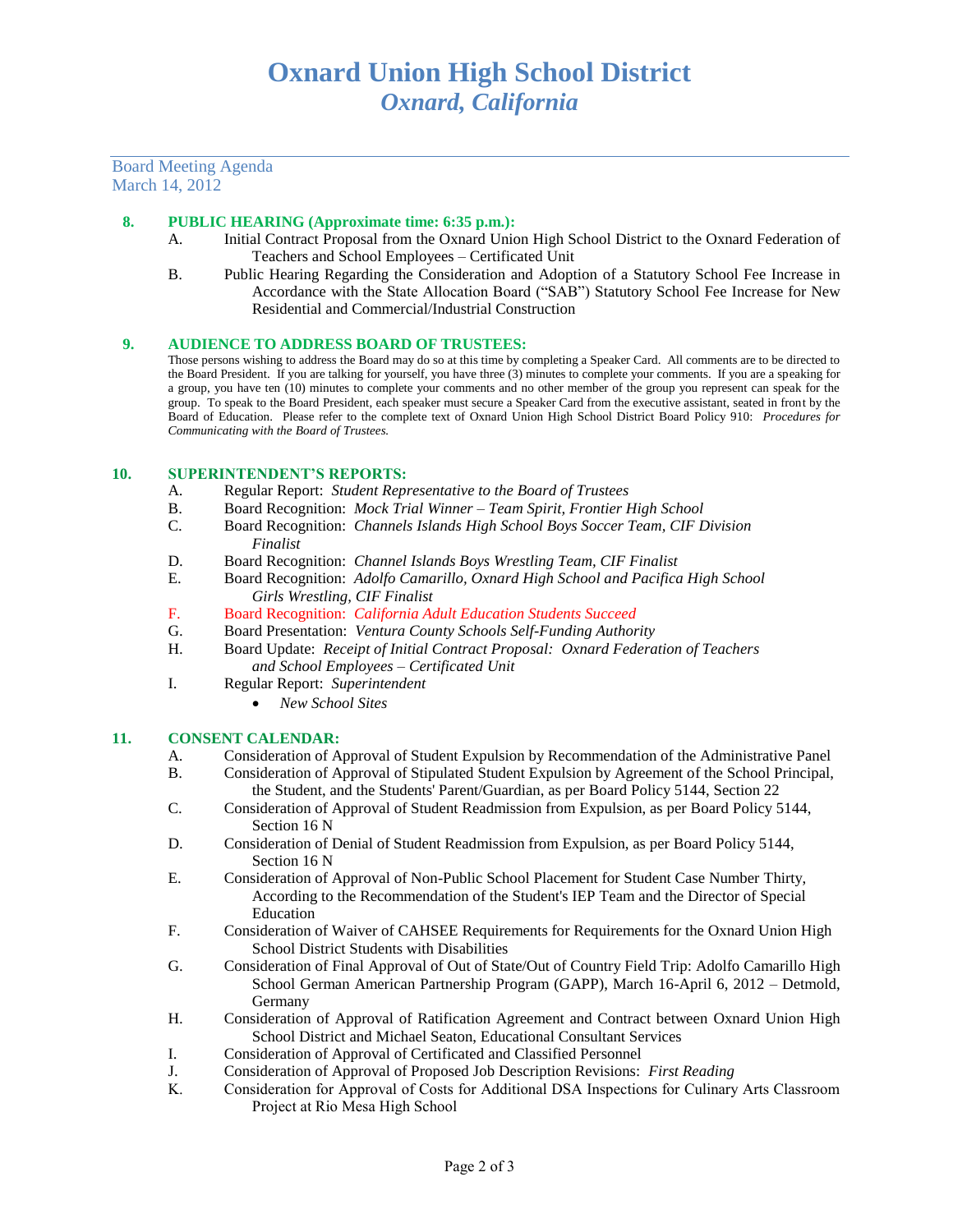# Oxnard Union High School District
## *Oxnard, California*

Board Meeting Agenda
March 14, 2012

### 8. PUBLIC HEARING (Approximate time: 6:35 p.m.):

A. Initial Contract Proposal from the Oxnard Union High School District to the Oxnard Federation of Teachers and School Employees – Certificated Unit

B. Public Hearing Regarding the Consideration and Adoption of a Statutory School Fee Increase in Accordance with the State Allocation Board ("SAB") Statutory School Fee Increase for New Residential and Commercial/Industrial Construction

### 9. AUDIENCE TO ADDRESS BOARD OF TRUSTEES:

Those persons wishing to address the Board may do so at this time by completing a Speaker Card. All comments are to be directed to the Board President. If you are talking for yourself, you have three (3) minutes to complete your comments. If you are a speaking for a group, you have ten (10) minutes to complete your comments and no other member of the group you represent can speak for the group. To speak to the Board President, each speaker must secure a Speaker Card from the executive assistant, seated in front by the Board of Education. Please refer to the complete text of Oxnard Union High School District Board Policy 910: *Procedures for Communicating with the Board of Trustees.*

### 10. SUPERINTENDENT'S REPORTS:

A. Regular Report: *Student Representative to the Board of Trustees*

B. Board Recognition: *Mock Trial Winner – Team Spirit, Frontier High School*

C. Board Recognition: *Channels Islands High School Boys Soccer Team, CIF Division Finalist*

D. Board Recognition: *Channel Islands Boys Wrestling Team, CIF Finalist*

E. Board Recognition: *Adolfo Camarillo, Oxnard High School and Pacifica High School Girls Wrestling, CIF Finalist*

F. Board Recognition: *California Adult Education Students Succeed*

G. Board Presentation: *Ventura County Schools Self-Funding Authority*

H. Board Update: *Receipt of Initial Contract Proposal: Oxnard Federation of Teachers and School Employees – Certificated Unit*

I. Regular Report: *Superintendent*
- *New School Sites*

### 11. CONSENT CALENDAR:

A. Consideration of Approval of Student Expulsion by Recommendation of the Administrative Panel

B. Consideration of Approval of Stipulated Student Expulsion by Agreement of the School Principal, the Student, and the Students' Parent/Guardian, as per Board Policy 5144, Section 22

C. Consideration of Approval of Student Readmission from Expulsion, as per Board Policy 5144, Section 16 N

D. Consideration of Denial of Student Readmission from Expulsion, as per Board Policy 5144, Section 16 N

E. Consideration of Approval of Non-Public School Placement for Student Case Number Thirty, According to the Recommendation of the Student's IEP Team and the Director of Special Education

F. Consideration of Waiver of CAHSEE Requirements for Requirements for the Oxnard Union High School District Students with Disabilities

G. Consideration of Final Approval of Out of State/Out of Country Field Trip: Adolfo Camarillo High School German American Partnership Program (GAPP), March 16-April 6, 2012 – Detmold, Germany

H. Consideration of Approval of Ratification Agreement and Contract between Oxnard Union High School District and Michael Seaton, Educational Consultant Services

I. Consideration of Approval of Certificated and Classified Personnel

J. Consideration of Approval of Proposed Job Description Revisions: *First Reading*

K. Consideration for Approval of Costs for Additional DSA Inspections for Culinary Arts Classroom Project at Rio Mesa High School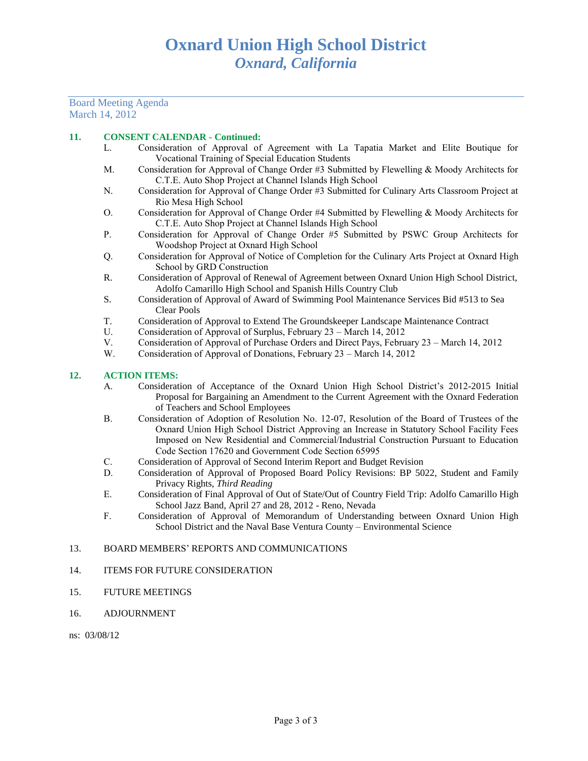# Oxnard Union High School District
## *Oxnard, California*

Board Meeting Agenda
March 14, 2012

**11. CONSENT CALENDAR - Continued:**

L. Consideration of Approval of Agreement with La Tapatia Market and Elite Boutique for Vocational Training of Special Education Students

M. Consideration for Approval of Change Order #3 Submitted by Flewelling & Moody Architects for C.T.E. Auto Shop Project at Channel Islands High School

N. Consideration for Approval of Change Order #3 Submitted for Culinary Arts Classroom Project at Rio Mesa High School

O. Consideration for Approval of Change Order #4 Submitted by Flewelling & Moody Architects for C.T.E. Auto Shop Project at Channel Islands High School

P. Consideration for Approval of Change Order #5 Submitted by PSWC Group Architects for Woodshop Project at Oxnard High School

Q. Consideration for Approval of Notice of Completion for the Culinary Arts Project at Oxnard High School by GRD Construction

R. Consideration of Approval of Renewal of Agreement between Oxnard Union High School District, Adolfo Camarillo High School and Spanish Hills Country Club

S. Consideration of Approval of Award of Swimming Pool Maintenance Services Bid #513 to Sea Clear Pools

T. Consideration of Approval to Extend The Groundskeeper Landscape Maintenance Contract

U. Consideration of Approval of Surplus, February 23 – March 14, 2012

V. Consideration of Approval of Purchase Orders and Direct Pays, February 23 – March 14, 2012

W. Consideration of Approval of Donations, February 23 – March 14, 2012

**12. ACTION ITEMS:**

A. Consideration of Acceptance of the Oxnard Union High School District's 2012-2015 Initial Proposal for Bargaining an Amendment to the Current Agreement with the Oxnard Federation of Teachers and School Employees

B. Consideration of Adoption of Resolution No. 12-07, Resolution of the Board of Trustees of the Oxnard Union High School District Approving an Increase in Statutory School Facility Fees Imposed on New Residential and Commercial/Industrial Construction Pursuant to Education Code Section 17620 and Government Code Section 65995

C. Consideration of Approval of Second Interim Report and Budget Revision

D. Consideration of Approval of Proposed Board Policy Revisions: BP 5022, Student and Family Privacy Rights, *Third Reading*

E. Consideration of Final Approval of Out of State/Out of Country Field Trip: Adolfo Camarillo High School Jazz Band, April 27 and 28, 2012 - Reno, Nevada

F. Consideration of Approval of Memorandum of Understanding between Oxnard Union High School District and the Naval Base Ventura County – Environmental Science

13. BOARD MEMBERS' REPORTS AND COMMUNICATIONS

14. ITEMS FOR FUTURE CONSIDERATION

15. FUTURE MEETINGS

16. ADJOURNMENT

ns: 03/08/12